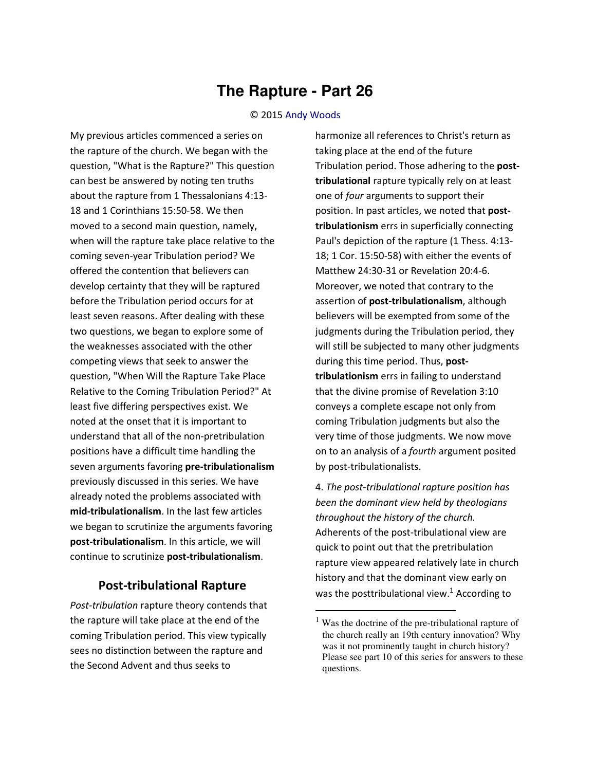# The Rapture - Part 26

© 2015 Andy Woods

My previous articles commenced a series on the rapture of the church. We began with the question, "What is the Rapture?" This question can best be answered by noting ten truths about the rapture from 1 Thessalonians 4:13-18 and 1 Corinthians 15:50-58. We then moved to a second main question, namely, when will the rapture take place relative to the coming seven-year Tribulation period? We offered the contention that believers can develop certainty that they will be raptured before the Tribulation period occurs for at least seven reasons. After dealing with these two questions, we began to explore some of the weaknesses associated with the other competing views that seek to answer the question, "When Will the Rapture Take Place Relative to the Coming Tribulation Period?" At least five differing perspectives exist. We noted at the onset that it is important to understand that all of the non-pretribulation positions have a difficult time handling the seven arguments favoring **pre-tribulationalism** previously discussed in this series. We have already noted the problems associated with **mid-tribulationalism**. In the last few articles we began to scrutinize the arguments favoring **post-tribulationalism**. In this article, we will continue to scrutinize **post-tribulationalism**.

## Post-tribulational Rapture

*Post-tribulation* rapture theory contends that the rapture will take place at the end of the coming Tribulation period. This view typically sees no distinction between the rapture and the Second Advent and thus seeks to harmonize all references to Christ's return as taking place at the end of the future Tribulation period. Those adhering to the **post-tribulational** rapture typically rely on at least one of *four* arguments to support their position. In past articles, we noted that **post-tribulationism** errs in superficially connecting Paul's depiction of the rapture (1 Thess. 4:13-18; 1 Cor. 15:50-58) with either the events of Matthew 24:30-31 or Revelation 20:4-6. Moreover, we noted that contrary to the assertion of **post-tribulationalism**, although believers will be exempted from some of the judgments during the Tribulation period, they will still be subjected to many other judgments during this time period. Thus, **post-tribulationism** errs in failing to understand that the divine promise of Revelation 3:10 conveys a complete escape not only from coming Tribulation judgments but also the very time of those judgments. We now move on to an analysis of a *fourth* argument posited by post-tribulationalists.

4. *The post-tribulational rapture position has been the dominant view held by theologians throughout the history of the church.* Adherents of the post-tribulational view are quick to point out that the pretribulation rapture view appeared relatively late in church history and that the dominant view early on was the posttribulational view.[1] According to

[1] Was the doctrine of the pre-tribulational rapture of the church really an 19th century innovation? Why was it not prominently taught in church history? Please see part 10 of this series for answers to these questions.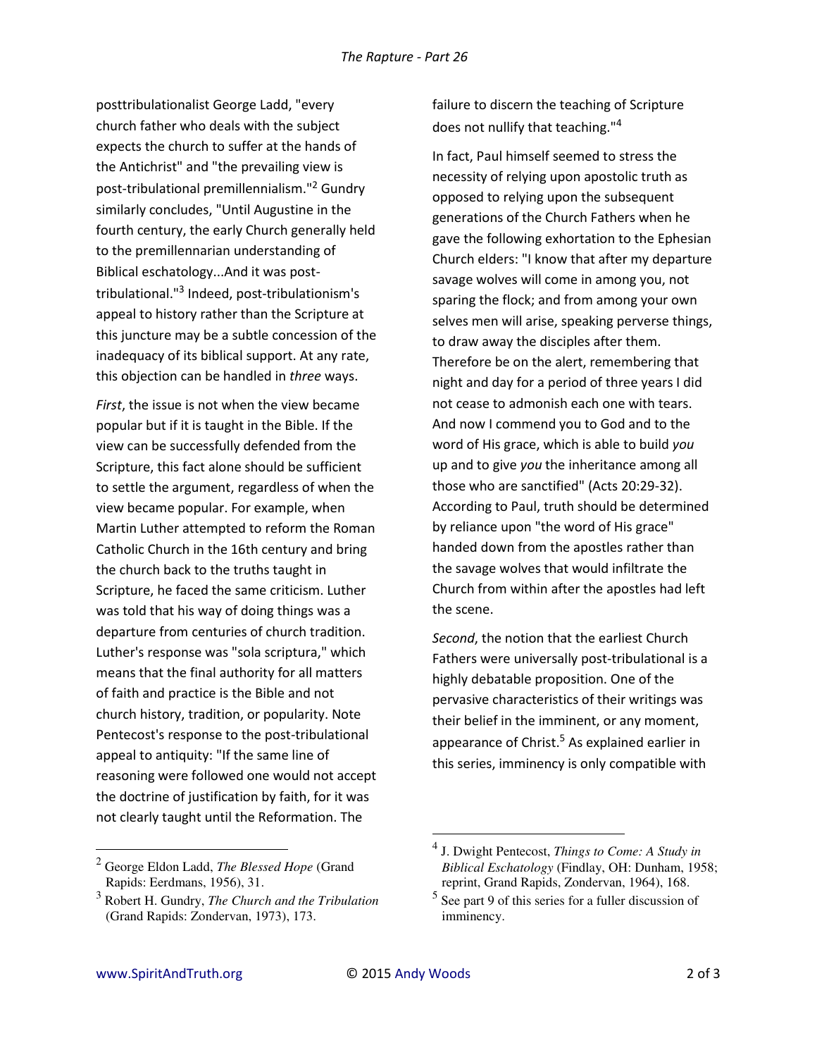posttribulationalist George Ladd, "every church father who deals with the subject expects the church to suffer at the hands of the Antichrist" and "the prevailing view is post-tribulational premillennialism."[2] Gundry similarly concludes, "Until Augustine in the fourth century, the early Church generally held to the premillennarian understanding of Biblical eschatology...And it was post-tribulational."[3] Indeed, post-tribulationism's appeal to history rather than the Scripture at this juncture may be a subtle concession of the inadequacy of its biblical support. At any rate, this objection can be handled in *three* ways.

*First*, the issue is not when the view became popular but if it is taught in the Bible. If the view can be successfully defended from the Scripture, this fact alone should be sufficient to settle the argument, regardless of when the view became popular. For example, when Martin Luther attempted to reform the Roman Catholic Church in the 16th century and bring the church back to the truths taught in Scripture, he faced the same criticism. Luther was told that his way of doing things was a departure from centuries of church tradition. Luther's response was "sola scriptura," which means that the final authority for all matters of faith and practice is the Bible and not church history, tradition, or popularity. Note Pentecost's response to the post-tribulational appeal to antiquity: "If the same line of reasoning were followed one would not accept the doctrine of justification by faith, for it was not clearly taught until the Reformation. The failure to discern the teaching of Scripture does not nullify that teaching."[4]

In fact, Paul himself seemed to stress the necessity of relying upon apostolic truth as opposed to relying upon the subsequent generations of the Church Fathers when he gave the following exhortation to the Ephesian Church elders: "I know that after my departure savage wolves will come in among you, not sparing the flock; and from among your own selves men will arise, speaking perverse things, to draw away the disciples after them. Therefore be on the alert, remembering that night and day for a period of three years I did not cease to admonish each one with tears. And now I commend you to God and to the word of His grace, which is able to build *you* up and to give *you* the inheritance among all those who are sanctified" (Acts 20:29-32). According to Paul, truth should be determined by reliance upon "the word of His grace" handed down from the apostles rather than the savage wolves that would infiltrate the Church from within after the apostles had left the scene.

*Second*, the notion that the earliest Church Fathers were universally post-tribulational is a highly debatable proposition. One of the pervasive characteristics of their writings was their belief in the imminent, or any moment, appearance of Christ.[5] As explained earlier in this series, imminency is only compatible with

---

[2] George Eldon Ladd, *The Blessed Hope* (Grand Rapids: Eerdmans, 1956), 31.

[3] Robert H. Gundry, *The Church and the Tribulation* (Grand Rapids: Zondervan, 1973), 173.

[4] J. Dwight Pentecost, *Things to Come: A Study in Biblical Eschatology* (Findlay, OH: Dunham, 1958; reprint, Grand Rapids, Zondervan, 1964), 168.

[5] See part 9 of this series for a fuller discussion of imminency.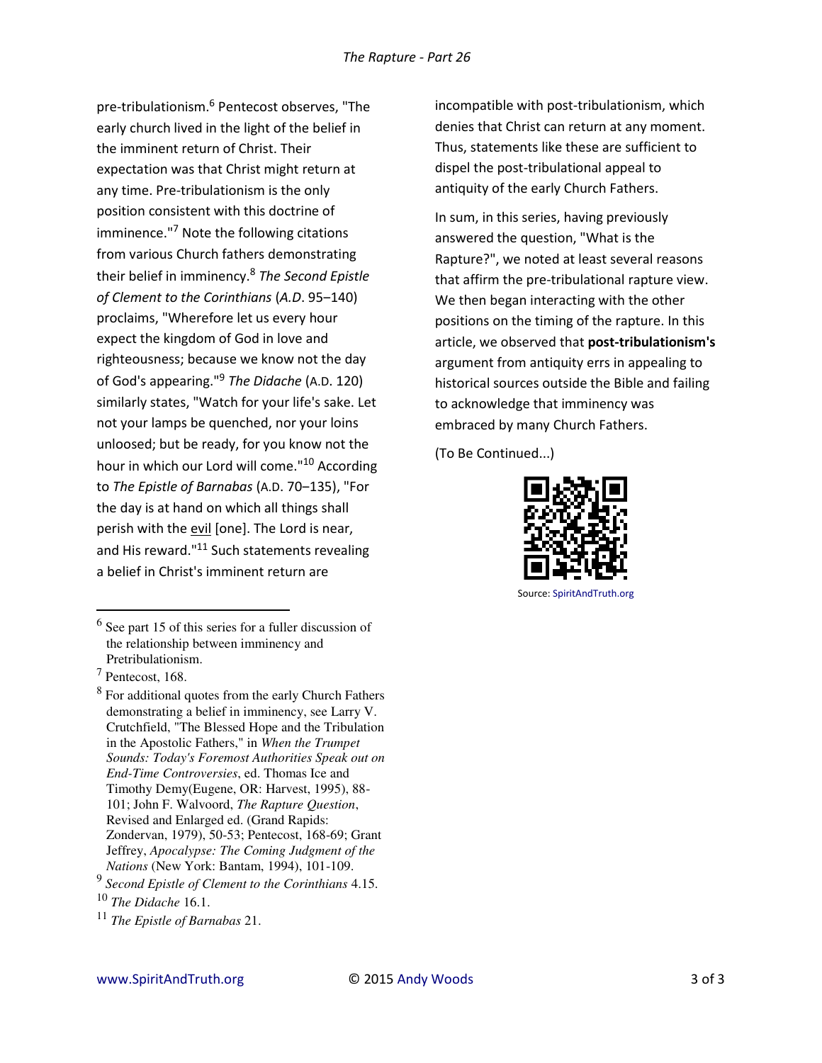pre-tribulationism.[6] Pentecost observes, "The early church lived in the light of the belief in the imminent return of Christ. Their expectation was that Christ might return at any time. Pre-tribulationism is the only position consistent with this doctrine of imminence."[7] Note the following citations from various Church fathers demonstrating their belief in imminency.[8] *The Second Epistle of Clement to the Corinthians* (*A.D*. 95–140) proclaims, "Wherefore let us every hour expect the kingdom of God in love and righteousness; because we know not the day of God's appearing."[9] *The Didache* (A.D. 120) similarly states, "Watch for your life's sake. Let not your lamps be quenched, nor your loins unloosed; but be ready, for you know not the hour in which our Lord will come."[10] According to *The Epistle of Barnabas* (A.D. 70–135), "For the day is at hand on which all things shall perish with the evil [one]. The Lord is near, and His reward."[11] Such statements revealing a belief in Christ's imminent return are incompatible with post-tribulationism, which denies that Christ can return at any moment. Thus, statements like these are sufficient to dispel the post-tribulational appeal to antiquity of the early Church Fathers.

In sum, in this series, having previously answered the question, "What is the Rapture?", we noted at least several reasons that affirm the pre-tribulational rapture view. We then began interacting with the other positions on the timing of the rapture. In this article, we observed that **post-tribulationism's** argument from antiquity errs in appealing to historical sources outside the Bible and failing to acknowledge that imminency was embraced by many Church Fathers.

(To Be Continued...)

Source: SpiritAndTruth.org

---

[6] See part 15 of this series for a fuller discussion of the relationship between imminency and Pretribulationism.

[7] Pentecost, 168.

[8] For additional quotes from the early Church Fathers demonstrating a belief in imminency, see Larry V. Crutchfield, "The Blessed Hope and the Tribulation in the Apostolic Fathers," in *When the Trumpet Sounds: Today's Foremost Authorities Speak out on End-Time Controversies*, ed. Thomas Ice and Timothy Demy(Eugene, OR: Harvest, 1995), 88-101; John F. Walvoord, *The Rapture Question*, Revised and Enlarged ed. (Grand Rapids: Zondervan, 1979), 50-53; Pentecost, 168-69; Grant Jeffrey, *Apocalypse: The Coming Judgment of the Nations* (New York: Bantam, 1994), 101-109.

[9] *Second Epistle of Clement to the Corinthians* 4.15.

[10] *The Didache* 16.1.

[11] *The Epistle of Barnabas* 21.